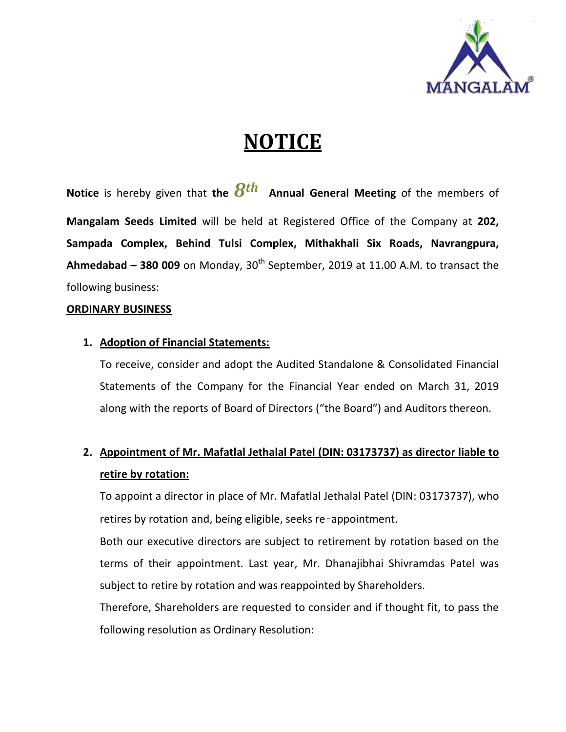# NOTICE

**Notice** is hereby given that **the 8th Annual General Meeting** of the members of **Mangalam Seeds Limited** will be held at Registered Office of the Company at **202, Sampada Complex, Behind Tulsi Complex, Mithakhali Six Roads, Navrangpura, Ahmedabad – 380 009** on Monday, 30th September, 2019 at 11.00 A.M. to transact the following business:

**ORDINARY BUSINESS**

1. **Adoption of Financial Statements:**

   To receive, consider and adopt the Audited Standalone & Consolidated Financial Statements of the Company for the Financial Year ended on March 31, 2019 along with the reports of Board of Directors ("the Board") and Auditors thereon.

2. **Appointment of Mr. Mafatlal Jethalal Patel (DIN: 03173737) as director liable to retire by rotation:**

   To appoint a director in place of Mr. Mafatlal Jethalal Patel (DIN: 03173737), who retires by rotation and, being eligible, seeks re-appointment.

   Both our executive directors are subject to retirement by rotation based on the terms of their appointment. Last year, Mr. Dhanajibhai Shivramdas Patel was subject to retire by rotation and was reappointed by Shareholders.

   Therefore, Shareholders are requested to consider and if thought fit, to pass the following resolution as Ordinary Resolution: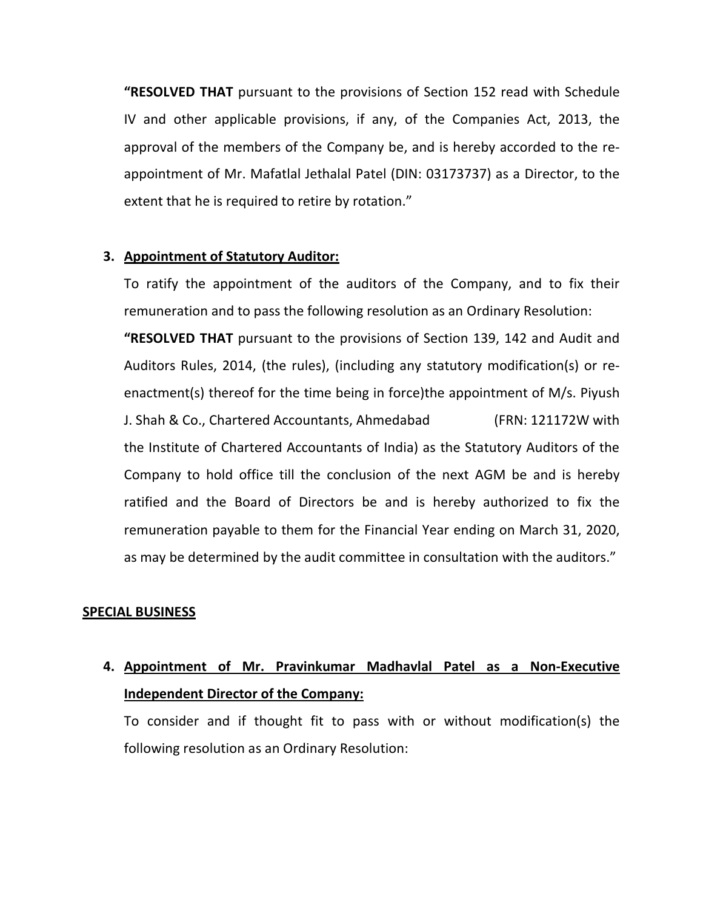**"RESOLVED THAT** pursuant to the provisions of Section 152 read with Schedule IV and other applicable provisions, if any, of the Companies Act, 2013, the approval of the members of the Company be, and is hereby accorded to the re-appointment of Mr. Mafatlal Jethalal Patel (DIN: 03173737) as a Director, to the extent that he is required to retire by rotation."

3. **Appointment of Statutory Auditor:**

   To ratify the appointment of the auditors of the Company, and to fix their remuneration and to pass the following resolution as an Ordinary Resolution:

   **"RESOLVED THAT** pursuant to the provisions of Section 139, 142 and Audit and Auditors Rules, 2014, (the rules), (including any statutory modification(s) or re-enactment(s) thereof for the time being in force)the appointment of M/s. Piyush J. Shah & Co., Chartered Accountants, Ahmedabad (FRN: 121172W with the Institute of Chartered Accountants of India) as the Statutory Auditors of the Company to hold office till the conclusion of the next AGM be and is hereby ratified and the Board of Directors be and is hereby authorized to fix the remuneration payable to them for the Financial Year ending on March 31, 2020, as may be determined by the audit committee in consultation with the auditors."

**SPECIAL BUSINESS**

4. **Appointment of Mr. Pravinkumar Madhavlal Patel as a Non-Executive Independent Director of the Company:**

   To consider and if thought fit to pass with or without modification(s) the following resolution as an Ordinary Resolution: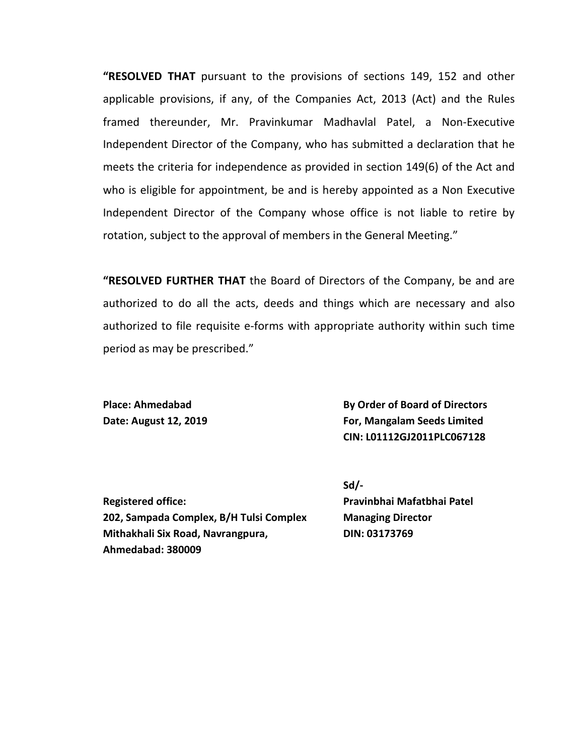**"RESOLVED THAT** pursuant to the provisions of sections 149, 152 and other applicable provisions, if any, of the Companies Act, 2013 (Act) and the Rules framed thereunder, Mr. Pravinkumar Madhavlal Patel, a Non-Executive Independent Director of the Company, who has submitted a declaration that he meets the criteria for independence as provided in section 149(6) of the Act and who is eligible for appointment, be and is hereby appointed as a Non Executive Independent Director of the Company whose office is not liable to retire by rotation, subject to the approval of members in the General Meeting."

**"RESOLVED FURTHER THAT** the Board of Directors of the Company, be and are authorized to do all the acts, deeds and things which are necessary and also authorized to file requisite e-forms with appropriate authority within such time period as may be prescribed."

**Place: Ahmedabad**
**Date: August 12, 2019**

**By Order of Board of Directors**
**For, Mangalam Seeds Limited**
**CIN: L01112GJ2011PLC067128**

**Registered office:**
**202, Sampada Complex, B/H Tulsi Complex**
**Mithakhali Six Road, Navrangpura,**
**Ahmedabad: 380009**

**Sd/-**
**Pravinbhai Mafatbhai Patel**
**Managing Director**
**DIN: 03173769**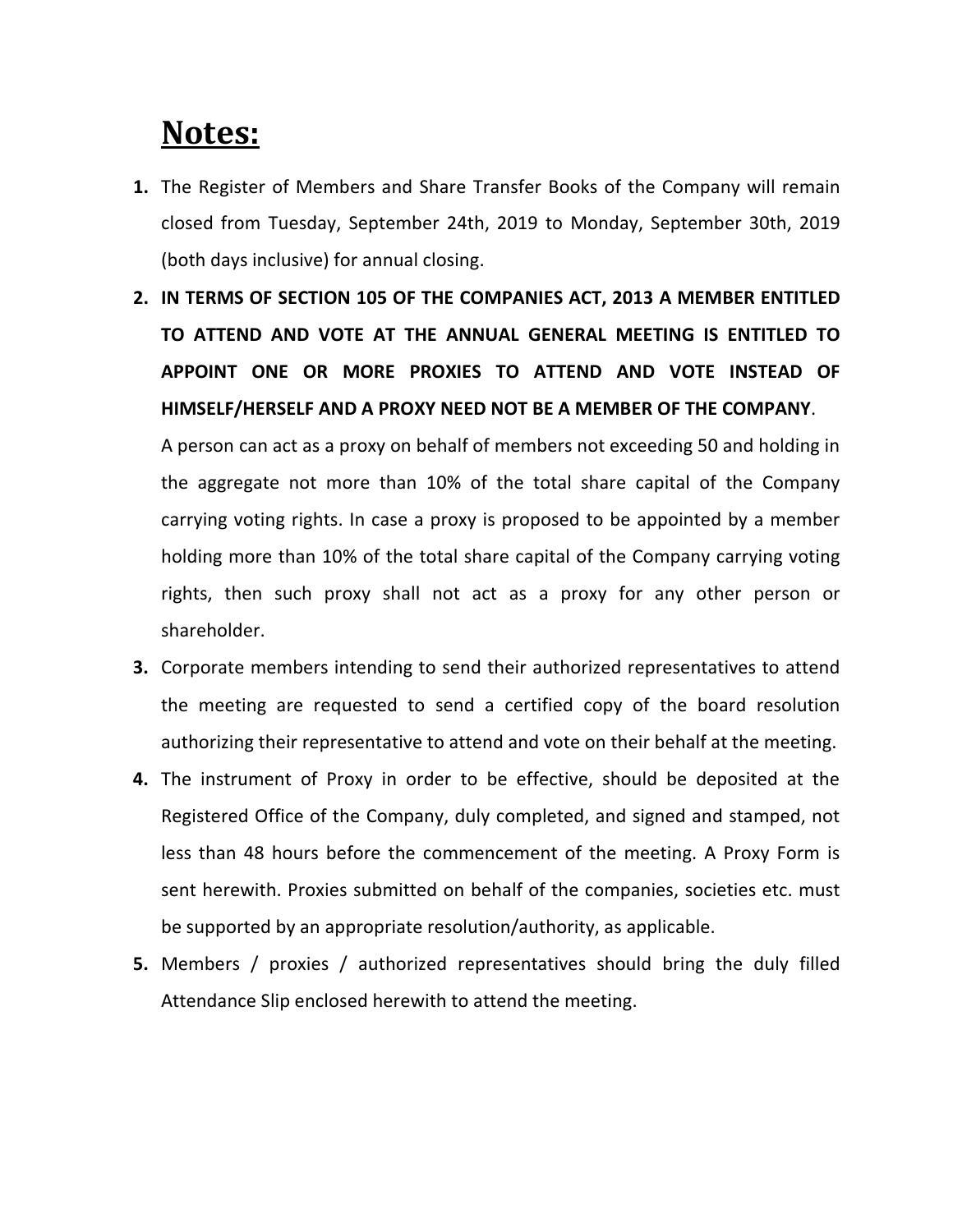# Notes:

1. The Register of Members and Share Transfer Books of the Company will remain closed from Tuesday, September 24th, 2019 to Monday, September 30th, 2019 (both days inclusive) for annual closing.
2. **IN TERMS OF SECTION 105 OF THE COMPANIES ACT, 2013 A MEMBER ENTITLED TO ATTEND AND VOTE AT THE ANNUAL GENERAL MEETING IS ENTITLED TO APPOINT ONE OR MORE PROXIES TO ATTEND AND VOTE INSTEAD OF HIMSELF/HERSELF AND A PROXY NEED NOT BE A MEMBER OF THE COMPANY**.

   A person can act as a proxy on behalf of members not exceeding 50 and holding in the aggregate not more than 10% of the total share capital of the Company carrying voting rights. In case a proxy is proposed to be appointed by a member holding more than 10% of the total share capital of the Company carrying voting rights, then such proxy shall not act as a proxy for any other person or shareholder.
3. Corporate members intending to send their authorized representatives to attend the meeting are requested to send a certified copy of the board resolution authorizing their representative to attend and vote on their behalf at the meeting.
4. The instrument of Proxy in order to be effective, should be deposited at the Registered Office of the Company, duly completed, and signed and stamped, not less than 48 hours before the commencement of the meeting. A Proxy Form is sent herewith. Proxies submitted on behalf of the companies, societies etc. must be supported by an appropriate resolution/authority, as applicable.
5. Members / proxies / authorized representatives should bring the duly filled Attendance Slip enclosed herewith to attend the meeting.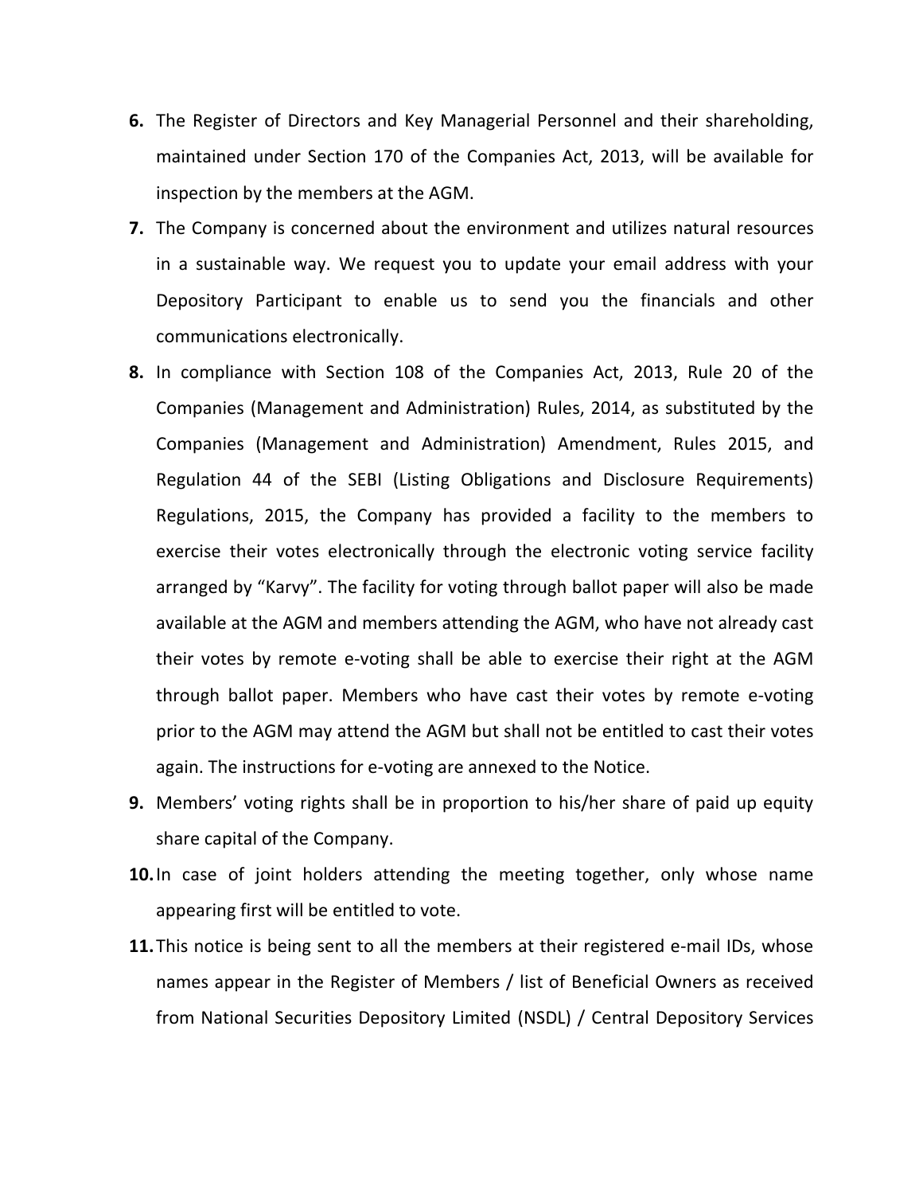6. The Register of Directors and Key Managerial Personnel and their shareholding, maintained under Section 170 of the Companies Act, 2013, will be available for inspection by the members at the AGM.
7. The Company is concerned about the environment and utilizes natural resources in a sustainable way. We request you to update your email address with your Depository Participant to enable us to send you the financials and other communications electronically.
8. In compliance with Section 108 of the Companies Act, 2013, Rule 20 of the Companies (Management and Administration) Rules, 2014, as substituted by the Companies (Management and Administration) Amendment, Rules 2015, and Regulation 44 of the SEBI (Listing Obligations and Disclosure Requirements) Regulations, 2015, the Company has provided a facility to the members to exercise their votes electronically through the electronic voting service facility arranged by "Karvy". The facility for voting through ballot paper will also be made available at the AGM and members attending the AGM, who have not already cast their votes by remote e-voting shall be able to exercise their right at the AGM through ballot paper. Members who have cast their votes by remote e-voting prior to the AGM may attend the AGM but shall not be entitled to cast their votes again. The instructions for e-voting are annexed to the Notice.
9. Members' voting rights shall be in proportion to his/her share of paid up equity share capital of the Company.
10. In case of joint holders attending the meeting together, only whose name appearing first will be entitled to vote.
11. This notice is being sent to all the members at their registered e-mail IDs, whose names appear in the Register of Members / list of Beneficial Owners as received from National Securities Depository Limited (NSDL) / Central Depository Services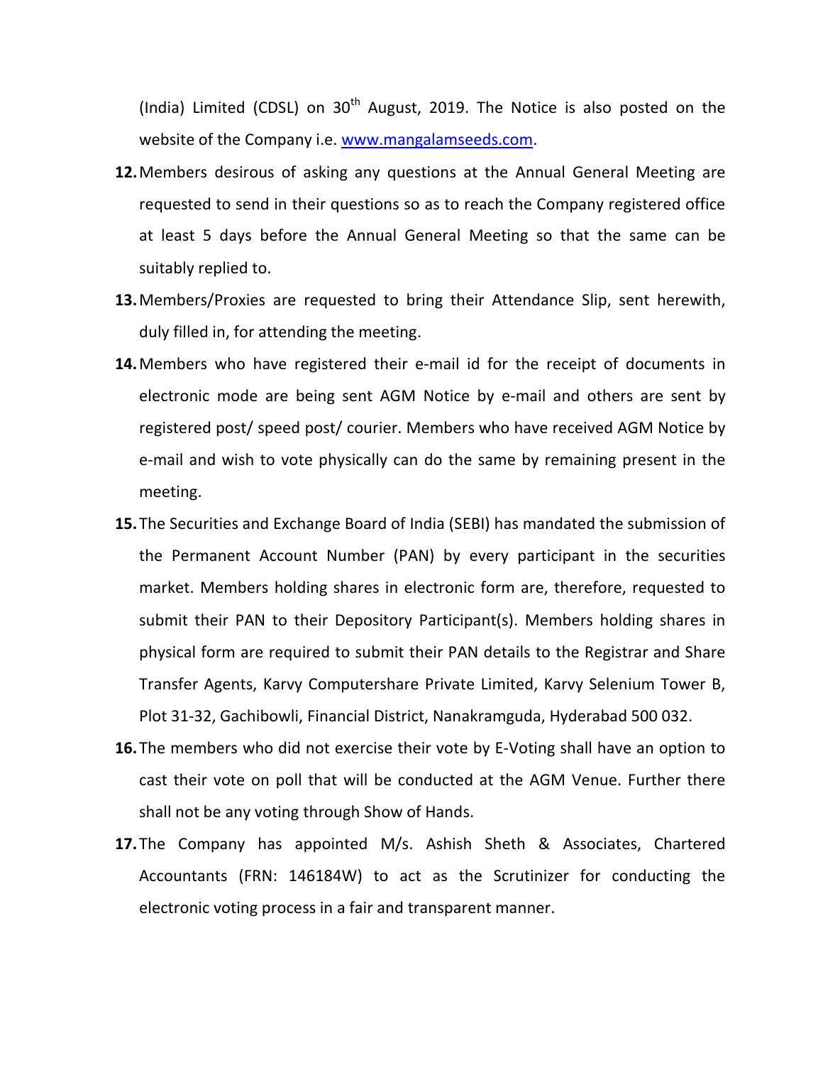(India) Limited (CDSL) on 30th August, 2019. The Notice is also posted on the website of the Company i.e. www.mangalamseeds.com.

12. Members desirous of asking any questions at the Annual General Meeting are requested to send in their questions so as to reach the Company registered office at least 5 days before the Annual General Meeting so that the same can be suitably replied to.

13. Members/Proxies are requested to bring their Attendance Slip, sent herewith, duly filled in, for attending the meeting.

14. Members who have registered their e-mail id for the receipt of documents in electronic mode are being sent AGM Notice by e-mail and others are sent by registered post/ speed post/ courier. Members who have received AGM Notice by e-mail and wish to vote physically can do the same by remaining present in the meeting.

15. The Securities and Exchange Board of India (SEBI) has mandated the submission of the Permanent Account Number (PAN) by every participant in the securities market. Members holding shares in electronic form are, therefore, requested to submit their PAN to their Depository Participant(s). Members holding shares in physical form are required to submit their PAN details to the Registrar and Share Transfer Agents, Karvy Computershare Private Limited, Karvy Selenium Tower B, Plot 31-32, Gachibowli, Financial District, Nanakramguda, Hyderabad 500 032.

16. The members who did not exercise their vote by E-Voting shall have an option to cast their vote on poll that will be conducted at the AGM Venue. Further there shall not be any voting through Show of Hands.

17. The Company has appointed M/s. Ashish Sheth & Associates, Chartered Accountants (FRN: 146184W) to act as the Scrutinizer for conducting the electronic voting process in a fair and transparent manner.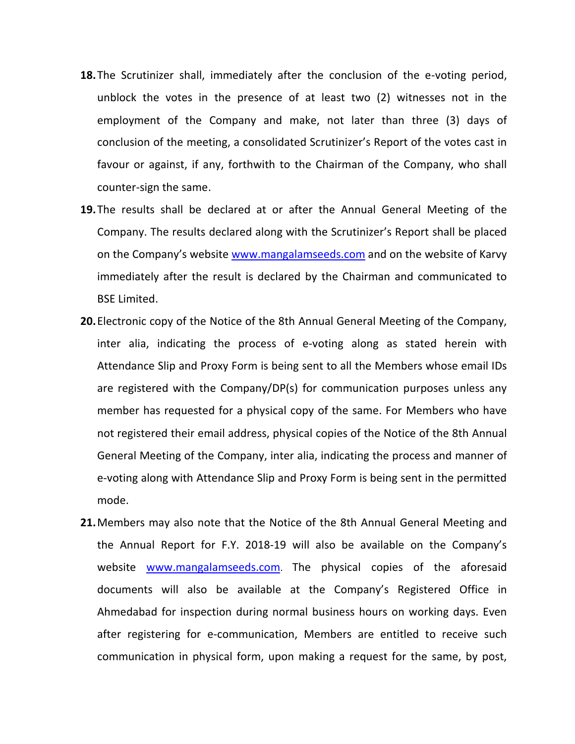**18.** The Scrutinizer shall, immediately after the conclusion of the e-voting period, unblock the votes in the presence of at least two (2) witnesses not in the employment of the Company and make, not later than three (3) days of conclusion of the meeting, a consolidated Scrutinizer's Report of the votes cast in favour or against, if any, forthwith to the Chairman of the Company, who shall counter-sign the same.

**19.** The results shall be declared at or after the Annual General Meeting of the Company. The results declared along with the Scrutinizer's Report shall be placed on the Company's website www.mangalamseeds.com and on the website of Karvy immediately after the result is declared by the Chairman and communicated to BSE Limited.

**20.** Electronic copy of the Notice of the 8th Annual General Meeting of the Company, inter alia, indicating the process of e-voting along as stated herein with Attendance Slip and Proxy Form is being sent to all the Members whose email IDs are registered with the Company/DP(s) for communication purposes unless any member has requested for a physical copy of the same. For Members who have not registered their email address, physical copies of the Notice of the 8th Annual General Meeting of the Company, inter alia, indicating the process and manner of e-voting along with Attendance Slip and Proxy Form is being sent in the permitted mode.

**21.** Members may also note that the Notice of the 8th Annual General Meeting and the Annual Report for F.Y. 2018-19 will also be available on the Company's website www.mangalamseeds.com. The physical copies of the aforesaid documents will also be available at the Company's Registered Office in Ahmedabad for inspection during normal business hours on working days. Even after registering for e-communication, Members are entitled to receive such communication in physical form, upon making a request for the same, by post,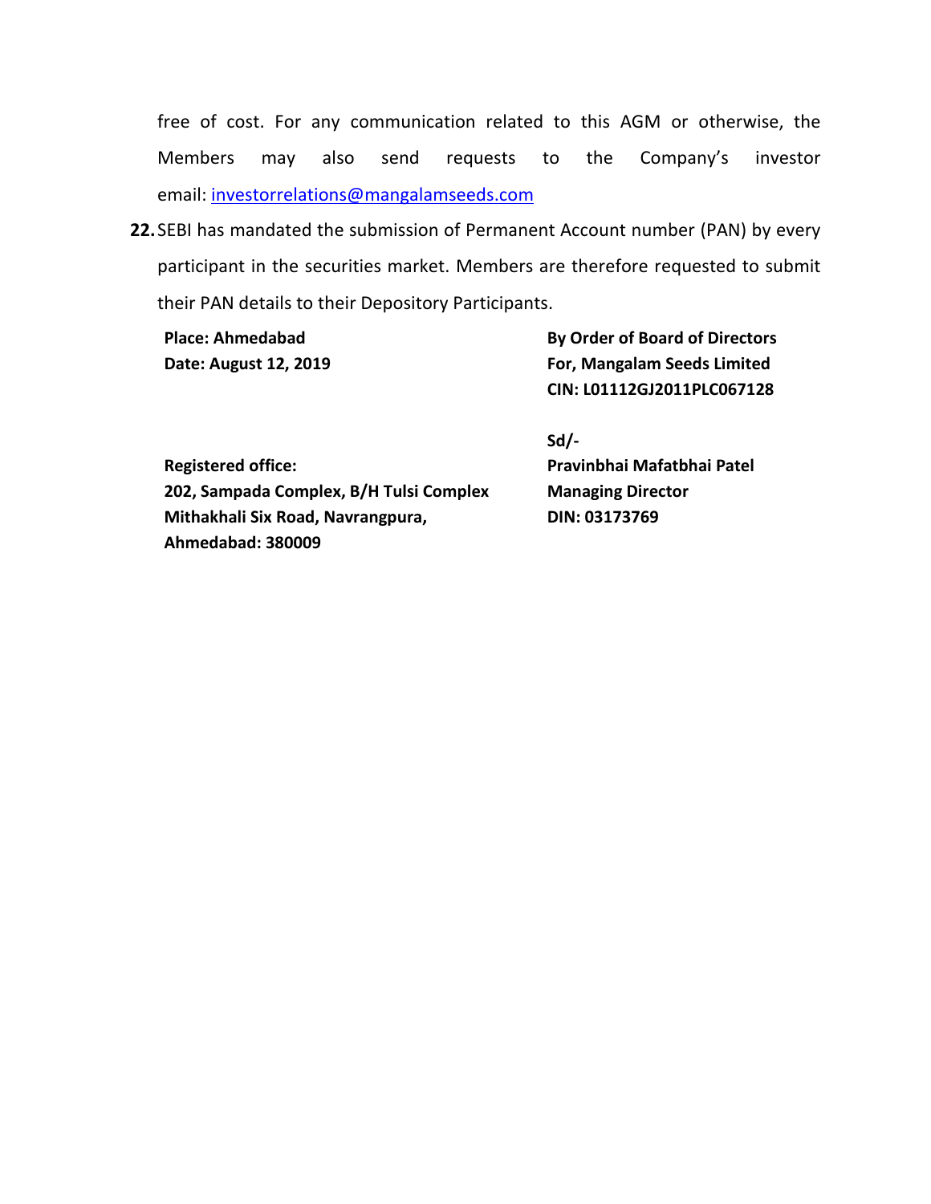free of cost. For any communication related to this AGM or otherwise, the Members may also send requests to the Company's investor email: investorrelations@mangalamseeds.com

22. SEBI has mandated the submission of Permanent Account number (PAN) by every participant in the securities market. Members are therefore requested to submit their PAN details to their Depository Participants.

**Place: Ahmedabad**
**Date: August 12, 2019**

**By Order of Board of Directors**
**For, Mangalam Seeds Limited**
**CIN: L01112GJ2011PLC067128**

**Sd/-**
**Pravinbhai Mafatbhai Patel**
**Managing Director**
**DIN: 03173769**

**Registered office:**
**202, Sampada Complex, B/H Tulsi Complex**
**Mithakhali Six Road, Navrangpura,**
**Ahmedabad: 380009**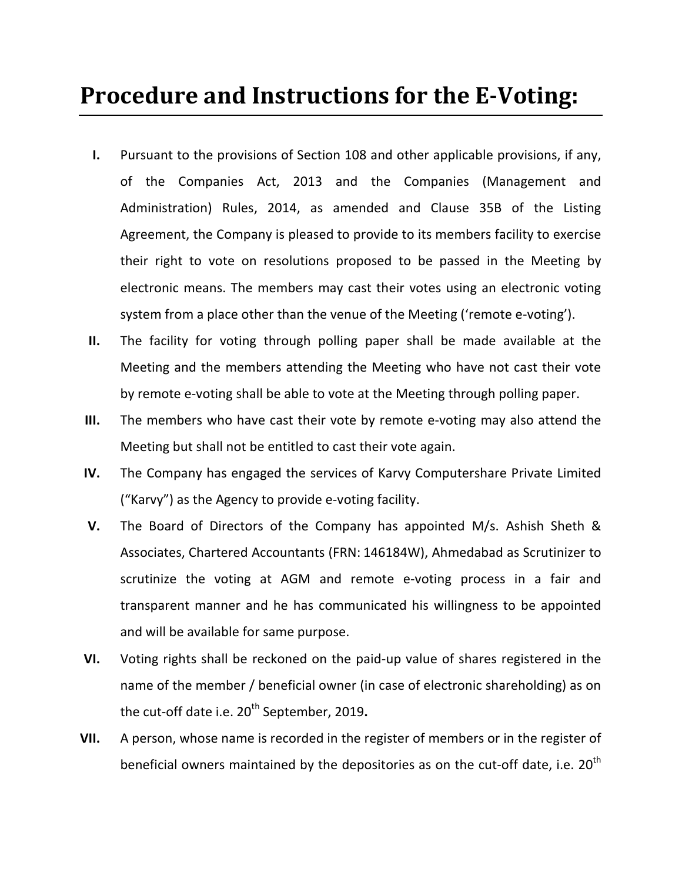# Procedure and Instructions for the E-Voting:

I. Pursuant to the provisions of Section 108 and other applicable provisions, if any, of the Companies Act, 2013 and the Companies (Management and Administration) Rules, 2014, as amended and Clause 35B of the Listing Agreement, the Company is pleased to provide to its members facility to exercise their right to vote on resolutions proposed to be passed in the Meeting by electronic means. The members may cast their votes using an electronic voting system from a place other than the venue of the Meeting ('remote e-voting').

II. The facility for voting through polling paper shall be made available at the Meeting and the members attending the Meeting who have not cast their vote by remote e-voting shall be able to vote at the Meeting through polling paper.

III. The members who have cast their vote by remote e-voting may also attend the Meeting but shall not be entitled to cast their vote again.

IV. The Company has engaged the services of Karvy Computershare Private Limited ("Karvy") as the Agency to provide e-voting facility.

V. The Board of Directors of the Company has appointed M/s. Ashish Sheth & Associates, Chartered Accountants (FRN: 146184W), Ahmedabad as Scrutinizer to scrutinize the voting at AGM and remote e-voting process in a fair and transparent manner and he has communicated his willingness to be appointed and will be available for same purpose.

VI. Voting rights shall be reckoned on the paid-up value of shares registered in the name of the member / beneficial owner (in case of electronic shareholding) as on the cut-off date i.e. 20th September, 2019**.**

VII. A person, whose name is recorded in the register of members or in the register of beneficial owners maintained by the depositories as on the cut-off date, i.e. 20th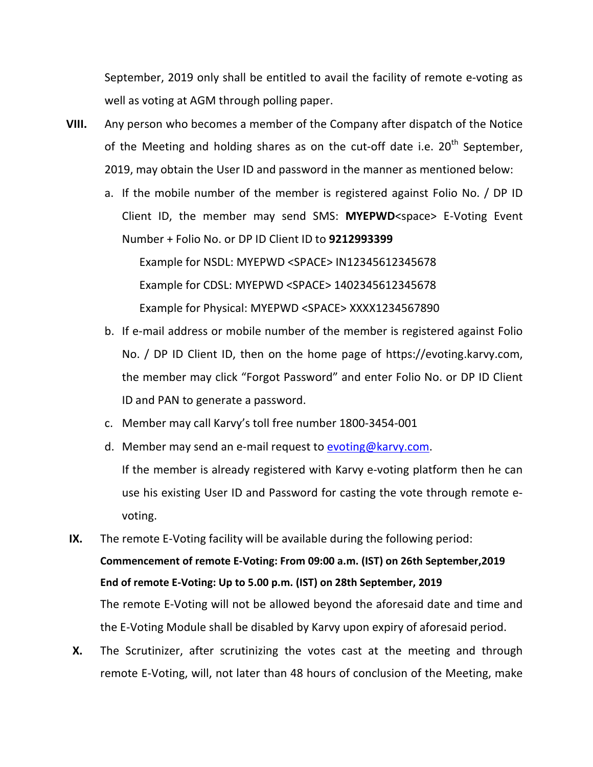September, 2019 only shall be entitled to avail the facility of remote e-voting as well as voting at AGM through polling paper.

**VIII.** Any person who becomes a member of the Company after dispatch of the Notice of the Meeting and holding shares as on the cut-off date i.e. 20th September, 2019, may obtain the User ID and password in the manner as mentioned below:

a. If the mobile number of the member is registered against Folio No. / DP ID Client ID, the member may send SMS: **MYEPWD**<space> E-Voting Event Number + Folio No. or DP ID Client ID to **9212993399**

   Example for NSDL: MYEPWD <SPACE> IN12345612345678

   Example for CDSL: MYEPWD <SPACE> 1402345612345678

   Example for Physical: MYEPWD <SPACE> XXXX1234567890

b. If e-mail address or mobile number of the member is registered against Folio No. / DP ID Client ID, then on the home page of https://evoting.karvy.com, the member may click "Forgot Password" and enter Folio No. or DP ID Client ID and PAN to generate a password.

c. Member may call Karvy's toll free number 1800-3454-001

d. Member may send an e-mail request to evoting@karvy.com.

   If the member is already registered with Karvy e-voting platform then he can use his existing User ID and Password for casting the vote through remote e-voting.

**IX.** The remote E-Voting facility will be available during the following period:

**Commencement of remote E-Voting: From 09:00 a.m. (IST) on 26th September,2019**

**End of remote E-Voting: Up to 5.00 p.m. (IST) on 28th September, 2019**

The remote E-Voting will not be allowed beyond the aforesaid date and time and the E-Voting Module shall be disabled by Karvy upon expiry of aforesaid period.

**X.** The Scrutinizer, after scrutinizing the votes cast at the meeting and through remote E-Voting, will, not later than 48 hours of conclusion of the Meeting, make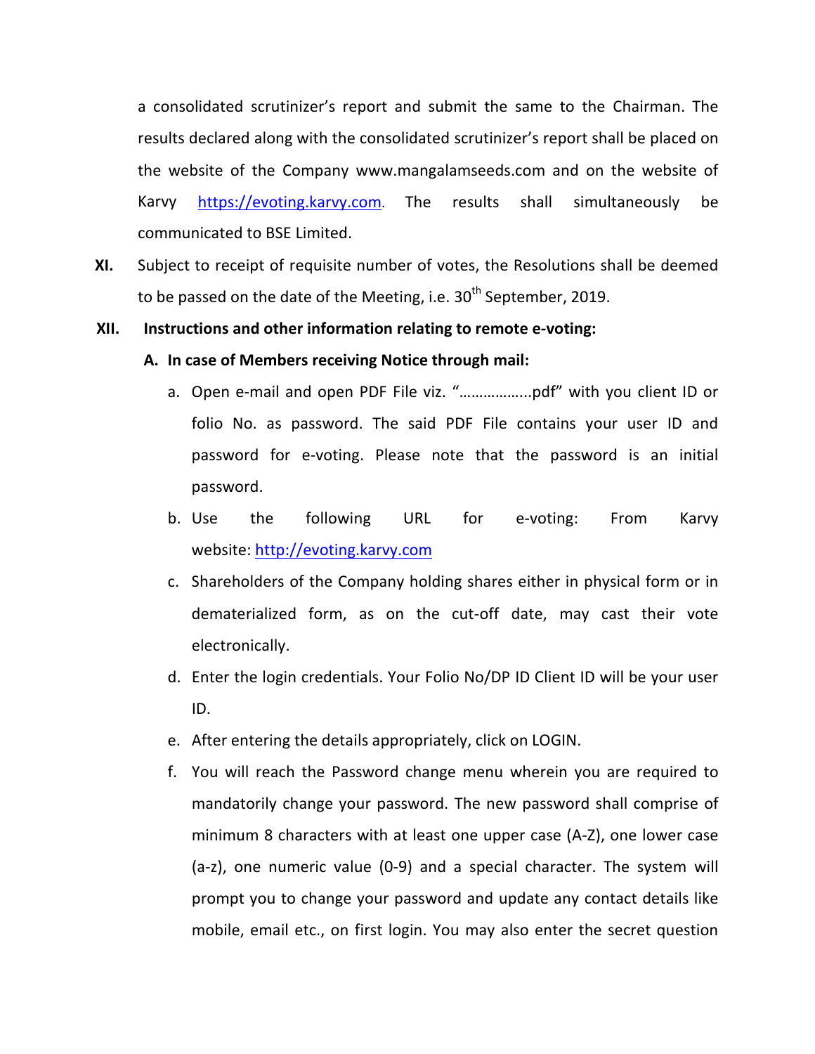a consolidated scrutinizer's report and submit the same to the Chairman. The results declared along with the consolidated scrutinizer's report shall be placed on the website of the Company www.mangalamseeds.com and on the website of Karvy https://evoting.karvy.com. The results shall simultaneously be communicated to BSE Limited.

**XI.** Subject to receipt of requisite number of votes, the Resolutions shall be deemed to be passed on the date of the Meeting, i.e. 30th September, 2019.

**XII. Instructions and other information relating to remote e-voting:**

**A. In case of Members receiving Notice through mail:**

a. Open e-mail and open PDF File viz. "……………...pdf" with you client ID or folio No. as password. The said PDF File contains your user ID and password for e-voting. Please note that the password is an initial password.

b. Use the following URL for e-voting: From Karvy website: http://evoting.karvy.com

c. Shareholders of the Company holding shares either in physical form or in dematerialized form, as on the cut-off date, may cast their vote electronically.

d. Enter the login credentials. Your Folio No/DP ID Client ID will be your user ID.

e. After entering the details appropriately, click on LOGIN.

f. You will reach the Password change menu wherein you are required to mandatorily change your password. The new password shall comprise of minimum 8 characters with at least one upper case (A-Z), one lower case (a-z), one numeric value (0-9) and a special character. The system will prompt you to change your password and update any contact details like mobile, email etc., on first login. You may also enter the secret question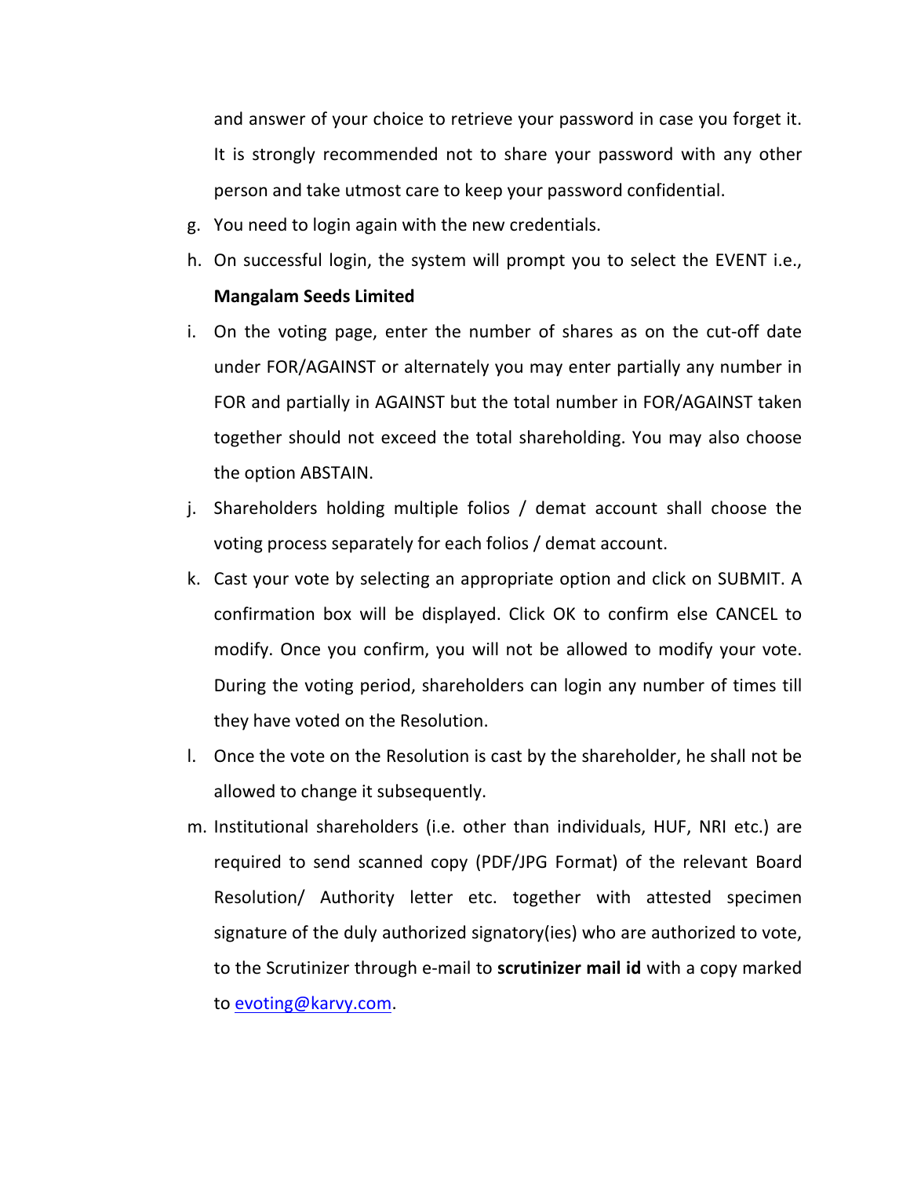and answer of your choice to retrieve your password in case you forget it. It is strongly recommended not to share your password with any other person and take utmost care to keep your password confidential.

g. You need to login again with the new credentials.
h. On successful login, the system will prompt you to select the EVENT i.e., **Mangalam Seeds Limited**
i. On the voting page, enter the number of shares as on the cut-off date under FOR/AGAINST or alternately you may enter partially any number in FOR and partially in AGAINST but the total number in FOR/AGAINST taken together should not exceed the total shareholding. You may also choose the option ABSTAIN.
j. Shareholders holding multiple folios / demat account shall choose the voting process separately for each folios / demat account.
k. Cast your vote by selecting an appropriate option and click on SUBMIT. A confirmation box will be displayed. Click OK to confirm else CANCEL to modify. Once you confirm, you will not be allowed to modify your vote. During the voting period, shareholders can login any number of times till they have voted on the Resolution.
l. Once the vote on the Resolution is cast by the shareholder, he shall not be allowed to change it subsequently.
m. Institutional shareholders (i.e. other than individuals, HUF, NRI etc.) are required to send scanned copy (PDF/JPG Format) of the relevant Board Resolution/ Authority letter etc. together with attested specimen signature of the duly authorized signatory(ies) who are authorized to vote, to the Scrutinizer through e-mail to **scrutinizer mail id** with a copy marked to evoting@karvy.com.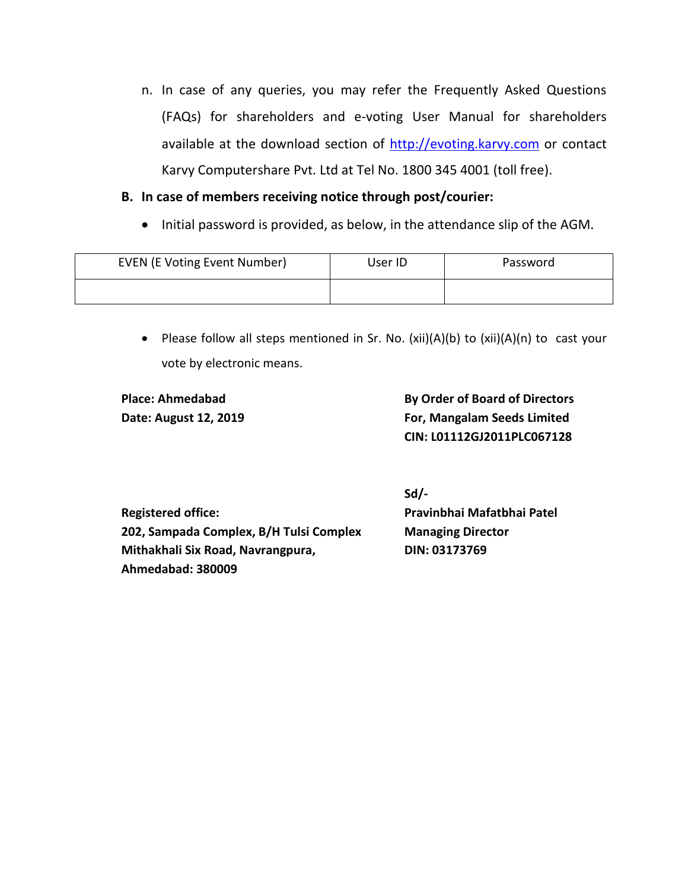n. In case of any queries, you may refer the Frequently Asked Questions (FAQs) for shareholders and e-voting User Manual for shareholders available at the download section of [http://evoting.karvy.com](http://evoting.karvy.com) or contact Karvy Computershare Pvt. Ltd at Tel No. 1800 345 4001 (toll free).

**B. In case of members receiving notice through post/courier:**

- Initial password is provided, as below, in the attendance slip of the AGM.

| EVEN (E Voting Event Number) | User ID | Password |
|---|---|---|
| | | |

- Please follow all steps mentioned in Sr. No. (xii)(A)(b) to (xii)(A)(n) to cast your vote by electronic means.

**Place: Ahmedabad**
**Date: August 12, 2019**

**By Order of Board of Directors**
**For, Mangalam Seeds Limited**
**CIN: L01112GJ2011PLC067128**

**Sd/-**
**Pravinbhai Mafatbhai Patel**
**Managing Director**
**DIN: 03173769**

**Registered office:**
**202, Sampada Complex, B/H Tulsi Complex**
**Mithakhali Six Road, Navrangpura,**
**Ahmedabad: 380009**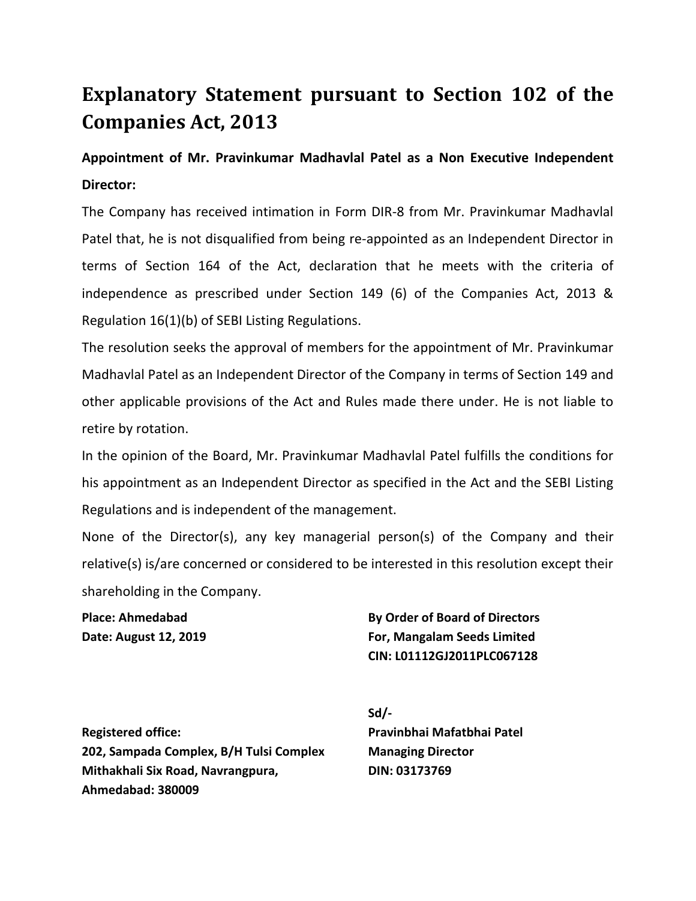# Explanatory Statement pursuant to Section 102 of the Companies Act, 2013

**Appointment of Mr. Pravinkumar Madhavlal Patel as a Non Executive Independent Director:**

The Company has received intimation in Form DIR-8 from Mr. Pravinkumar Madhavlal Patel that, he is not disqualified from being re-appointed as an Independent Director in terms of Section 164 of the Act, declaration that he meets with the criteria of independence as prescribed under Section 149 (6) of the Companies Act, 2013 & Regulation 16(1)(b) of SEBI Listing Regulations.

The resolution seeks the approval of members for the appointment of Mr. Pravinkumar Madhavlal Patel as an Independent Director of the Company in terms of Section 149 and other applicable provisions of the Act and Rules made there under. He is not liable to retire by rotation.

In the opinion of the Board, Mr. Pravinkumar Madhavlal Patel fulfills the conditions for his appointment as an Independent Director as specified in the Act and the SEBI Listing Regulations and is independent of the management.

None of the Director(s), any key managerial person(s) of the Company and their relative(s) is/are concerned or considered to be interested in this resolution except their shareholding in the Company.

**Place: Ahmedabad**
**Date: August 12, 2019**

**By Order of Board of Directors**
**For, Mangalam Seeds Limited**
**CIN: L01112GJ2011PLC067128**

**Sd/-**
**Pravinbhai Mafatbhai Patel**
**Managing Director**
**DIN: 03173769**

**Registered office:**
**202, Sampada Complex, B/H Tulsi Complex**
**Mithakhali Six Road, Navrangpura,**
**Ahmedabad: 380009**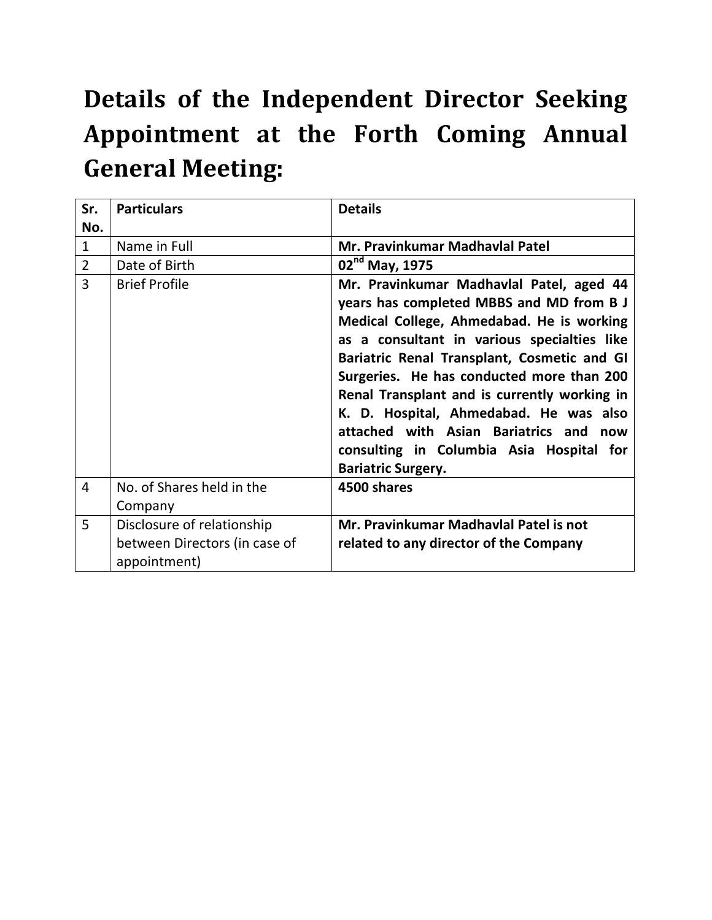# Details of the Independent Director Seeking Appointment at the Forth Coming Annual General Meeting:

| Sr. No. | Particulars | Details |
| --- | --- | --- |
| 1 | Name in Full | **Mr. Pravinkumar Madhavlal Patel** |
| 2 | Date of Birth | **02nd May, 1975** |
| 3 | Brief Profile | **Mr. Pravinkumar Madhavlal Patel, aged 44 years has completed MBBS and MD from B J Medical College, Ahmedabad. He is working as a consultant in various specialties like Bariatric Renal Transplant, Cosmetic and GI Surgeries. He has conducted more than 200 Renal Transplant and is currently working in K. D. Hospital, Ahmedabad. He was also attached with Asian Bariatrics and now consulting in Columbia Asia Hospital for Bariatric Surgery.** |
| 4 | No. of Shares held in the Company | **4500 shares** |
| 5 | Disclosure of relationship between Directors (in case of appointment) | **Mr. Pravinkumar Madhavlal Patel is not related to any director of the Company** |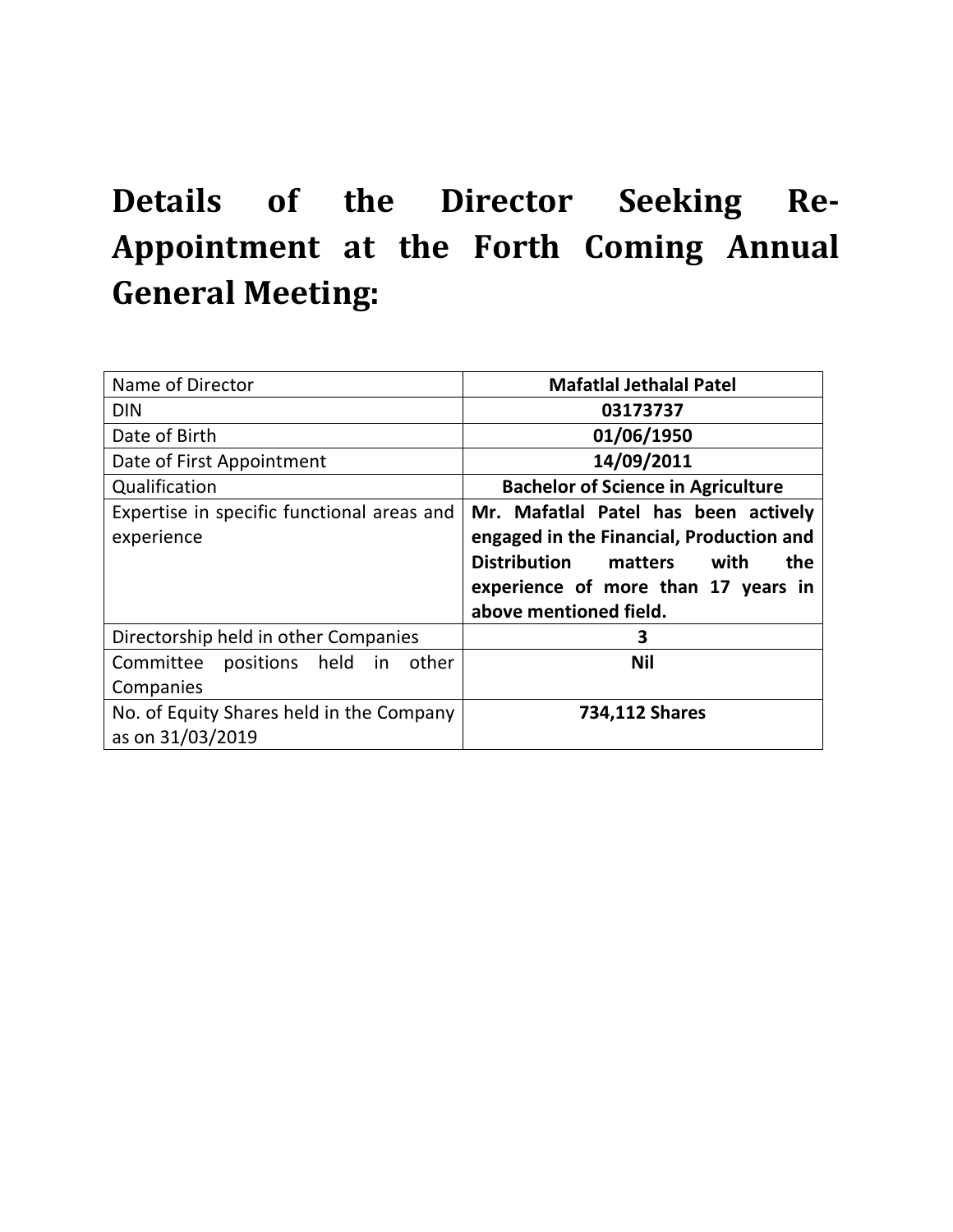# Details of the Director Seeking Re-Appointment at the Forth Coming Annual General Meeting:

| | |
|---|---|
| Name of Director | **Mafatlal Jethalal Patel** |
| DIN | **03173737** |
| Date of Birth | **01/06/1950** |
| Date of First Appointment | **14/09/2011** |
| Qualification | **Bachelor of Science in Agriculture** |
| Expertise in specific functional areas and experience | **Mr. Mafatlal Patel has been actively engaged in the Financial, Production and Distribution matters with the experience of more than 17 years in above mentioned field.** |
| Directorship held in other Companies | **3** |
| Committee positions held in other Companies | **Nil** |
| No. of Equity Shares held in the Company as on 31/03/2019 | **734,112 Shares** |